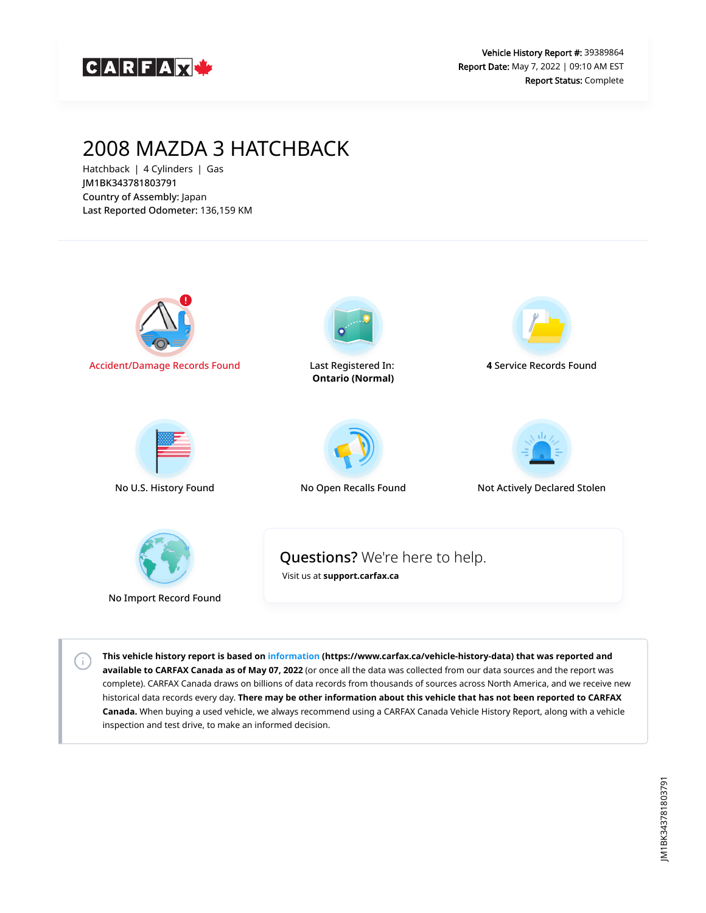**Vehicle History Report #:** 39389864
**Report Date:** May 7, 2022 | 09:10 AM EST
**Report Status:** Complete

# 2008 MAZDA 3 HATCHBACK

Hatchback | 4 Cylinders | Gas
JM1BK343781803791
**Country of Assembly:** Japan
**Last Reported Odometer:** 136,159 KM

Accident/Damage Records Found

Last Registered In:
**Ontario (Normal)**

**4** Service Records Found

No U.S. History Found

No Open Recalls Found

Not Actively Declared Stolen

No Import Record Found

**Questions?** We're here to help.
Visit us at **support.carfax.ca**

**This vehicle history report is based on information (https://www.carfax.ca/vehicle-history-data) that was reported and available to CARFAX Canada as of May 07, 2022** (or once all the data was collected from our data sources and the report was complete). CARFAX Canada draws on billions of data records from thousands of sources across North America, and we receive new historical data records every day. **There may be other information about this vehicle that has not been reported to CARFAX Canada.** When buying a used vehicle, we always recommend using a CARFAX Canada Vehicle History Report, along with a vehicle inspection and test drive, to make an informed decision.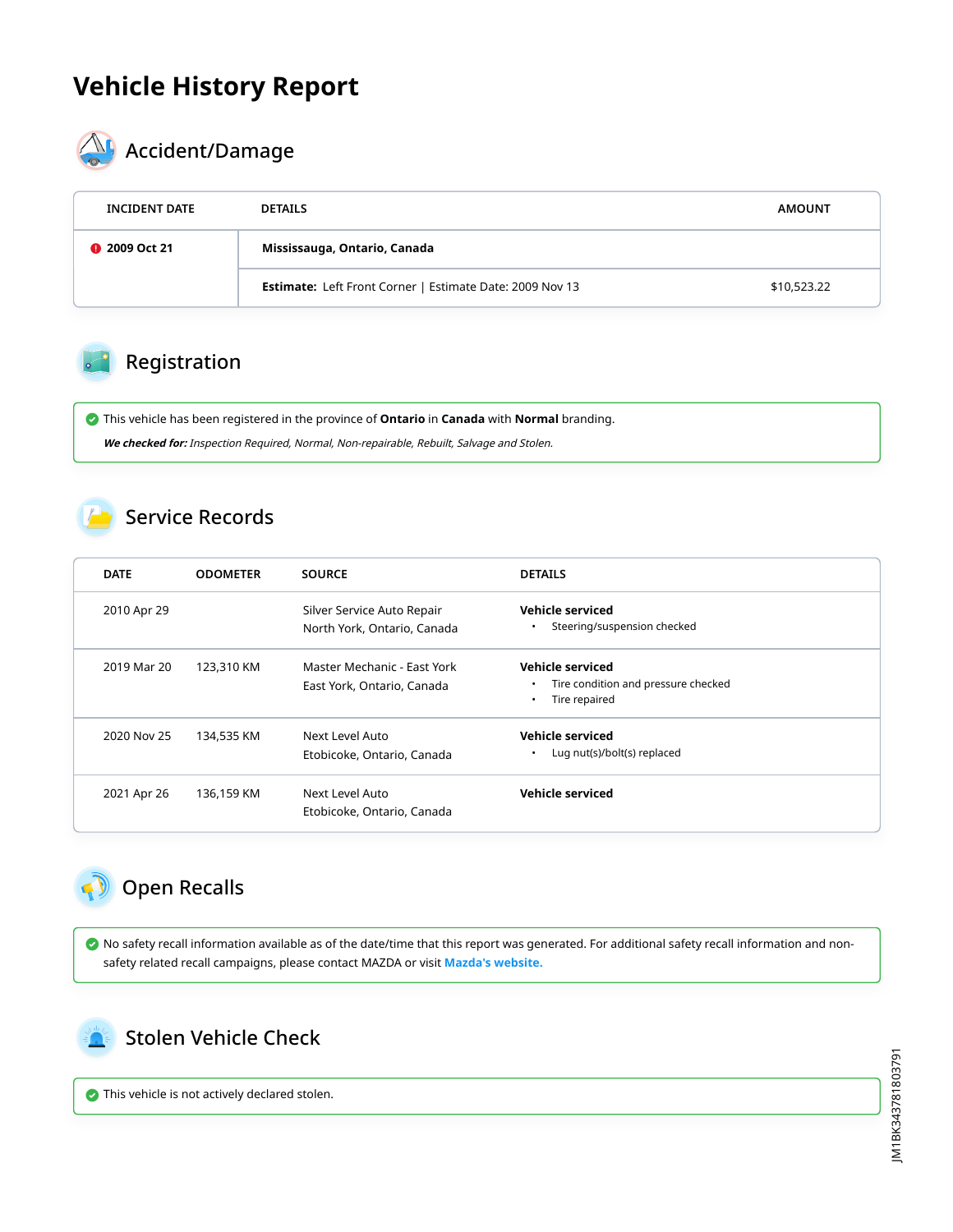# Vehicle History Report

## Accident/Damage

| INCIDENT DATE | DETAILS | AMOUNT |
|---|---|---|
| 2009 Oct 21 | **Mississauga, Ontario, Canada** | |
| | **Estimate:** Left Front Corner \| Estimate Date: 2009 Nov 13 | $10,523.22 |

## Registration

This vehicle has been registered in the province of **Ontario** in **Canada** with **Normal** branding.

***We checked for:*** *Inspection Required, Normal, Non-repairable, Rebuilt, Salvage and Stolen.*

## Service Records

| DATE | ODOMETER | SOURCE | DETAILS |
|---|---|---|---|
| 2010 Apr 29 | | Silver Service Auto Repair<br>North York, Ontario, Canada | **Vehicle serviced**<br>• Steering/suspension checked |
| 2019 Mar 20 | 123,310 KM | Master Mechanic - East York<br>East York, Ontario, Canada | **Vehicle serviced**<br>• Tire condition and pressure checked<br>• Tire repaired |
| 2020 Nov 25 | 134,535 KM | Next Level Auto<br>Etobicoke, Ontario, Canada | **Vehicle serviced**<br>• Lug nut(s)/bolt(s) replaced |
| 2021 Apr 26 | 136,159 KM | Next Level Auto<br>Etobicoke, Ontario, Canada | **Vehicle serviced** |

## Open Recalls

No safety recall information available as of the date/time that this report was generated. For additional safety recall information and non-safety related recall campaigns, please contact MAZDA or visit **Mazda's website.**

## Stolen Vehicle Check

This vehicle is not actively declared stolen.

JM1BK343781803791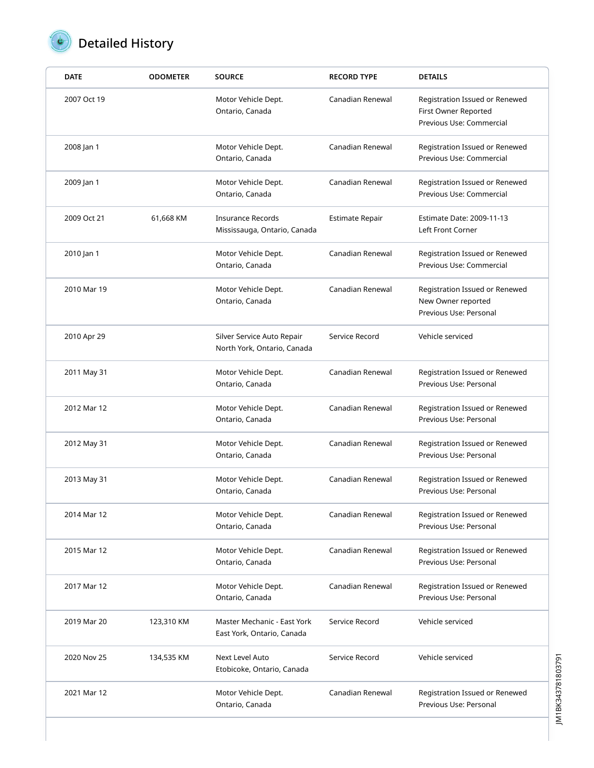## Detailed History

| DATE | ODOMETER | SOURCE | RECORD TYPE | DETAILS |
| --- | --- | --- | --- | --- |
| 2007 Oct 19 | | Motor Vehicle Dept.<br>Ontario, Canada | Canadian Renewal | Registration Issued or Renewed<br>First Owner Reported<br>Previous Use: Commercial |
| 2008 Jan 1 | | Motor Vehicle Dept.<br>Ontario, Canada | Canadian Renewal | Registration Issued or Renewed<br>Previous Use: Commercial |
| 2009 Jan 1 | | Motor Vehicle Dept.<br>Ontario, Canada | Canadian Renewal | Registration Issued or Renewed<br>Previous Use: Commercial |
| 2009 Oct 21 | 61,668 KM | Insurance Records<br>Mississauga, Ontario, Canada | Estimate Repair | Estimate Date: 2009-11-13<br>Left Front Corner |
| 2010 Jan 1 | | Motor Vehicle Dept.<br>Ontario, Canada | Canadian Renewal | Registration Issued or Renewed<br>Previous Use: Commercial |
| 2010 Mar 19 | | Motor Vehicle Dept.<br>Ontario, Canada | Canadian Renewal | Registration Issued or Renewed<br>New Owner reported<br>Previous Use: Personal |
| 2010 Apr 29 | | Silver Service Auto Repair<br>North York, Ontario, Canada | Service Record | Vehicle serviced |
| 2011 May 31 | | Motor Vehicle Dept.<br>Ontario, Canada | Canadian Renewal | Registration Issued or Renewed<br>Previous Use: Personal |
| 2012 Mar 12 | | Motor Vehicle Dept.<br>Ontario, Canada | Canadian Renewal | Registration Issued or Renewed<br>Previous Use: Personal |
| 2012 May 31 | | Motor Vehicle Dept.<br>Ontario, Canada | Canadian Renewal | Registration Issued or Renewed<br>Previous Use: Personal |
| 2013 May 31 | | Motor Vehicle Dept.<br>Ontario, Canada | Canadian Renewal | Registration Issued or Renewed<br>Previous Use: Personal |
| 2014 Mar 12 | | Motor Vehicle Dept.<br>Ontario, Canada | Canadian Renewal | Registration Issued or Renewed<br>Previous Use: Personal |
| 2015 Mar 12 | | Motor Vehicle Dept.<br>Ontario, Canada | Canadian Renewal | Registration Issued or Renewed<br>Previous Use: Personal |
| 2017 Mar 12 | | Motor Vehicle Dept.<br>Ontario, Canada | Canadian Renewal | Registration Issued or Renewed<br>Previous Use: Personal |
| 2019 Mar 20 | 123,310 KM | Master Mechanic - East York<br>East York, Ontario, Canada | Service Record | Vehicle serviced |
| 2020 Nov 25 | 134,535 KM | Next Level Auto<br>Etobicoke, Ontario, Canada | Service Record | Vehicle serviced |
| 2021 Mar 12 | | Motor Vehicle Dept.<br>Ontario, Canada | Canadian Renewal | Registration Issued or Renewed<br>Previous Use: Personal |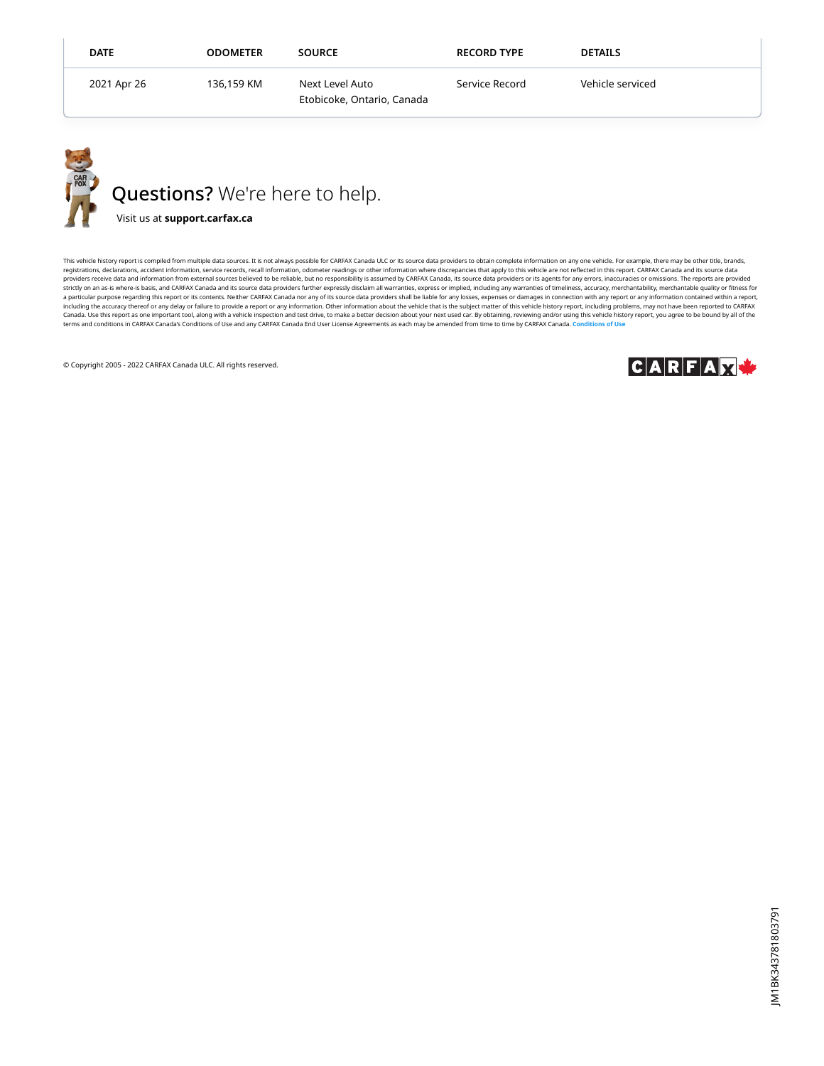| DATE | ODOMETER | SOURCE | RECORD TYPE | DETAILS |
|---|---|---|---|---|
| 2021 Apr 26 | 136,159 KM | Next Level Auto Etobicoke, Ontario, Canada | Service Record | Vehicle serviced |

## Questions? We're here to help.

Visit us at **support.carfax.ca**

This vehicle history report is compiled from multiple data sources. It is not always possible for CARFAX Canada ULC or its source data providers to obtain complete information on any one vehicle. For example, there may be other title, brands, registrations, declarations, accident information, service records, recall information, odometer readings or other information where discrepancies that apply to this vehicle are not reflected in this report. CARFAX Canada and its source data providers receive data and information from external sources believed to be reliable, but no responsibility is assumed by CARFAX Canada, its source data providers or its agents for any errors, inaccuracies or omissions. The reports are provided strictly on an as-is where-is basis, and CARFAX Canada and its source data providers further expressly disclaim all warranties, express or implied, including any warranties of timeliness, accuracy, merchantability, merchantable quality or fitness for a particular purpose regarding this report or its contents. Neither CARFAX Canada nor any of its source data providers shall be liable for any losses, expenses or damages in connection with any report or any information contained within a report, including the accuracy thereof or any delay or failure to provide a report or any information. Other information about the vehicle that is the subject matter of this vehicle history report, including problems, may not have been reported to CARFAX Canada. Use this report as one important tool, along with a vehicle inspection and test drive, to make a better decision about your next used car. By obtaining, reviewing and/or using this vehicle history report, you agree to be bound by all of the terms and conditions in CARFAX Canada's Conditions of Use and any CARFAX Canada End User License Agreements as each may be amended from time to time by CARFAX Canada. Conditions of Use

© Copyright 2005 - 2022 CARFAX Canada ULC. All rights reserved.

JM1BK343781803791